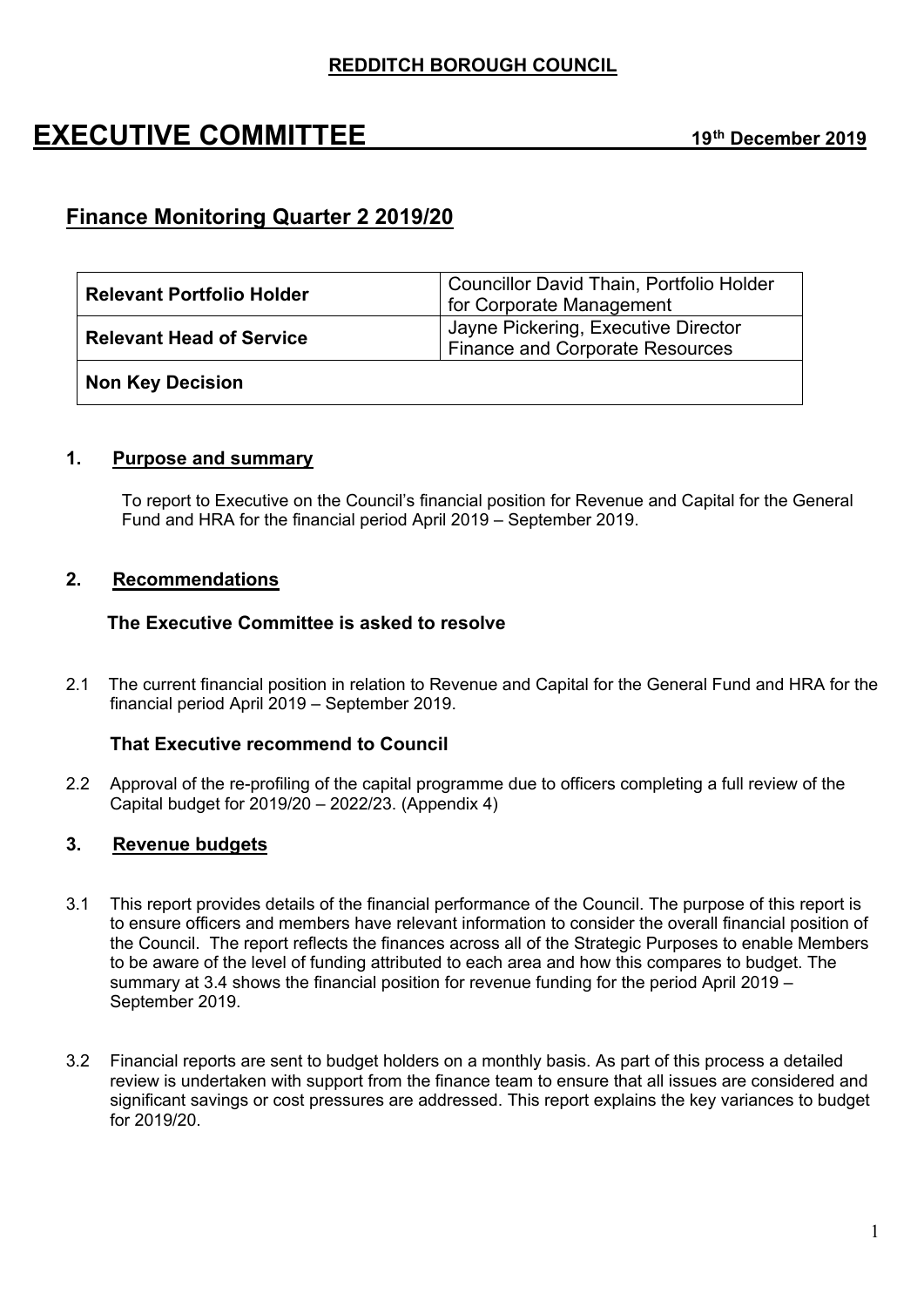**REDDITCH BOROUGH COUNCIL**

# EXECUTIVE COMMITTEE 19th December 2019

## Finance Monitoring Quarter 2 2019/20

| | |
|---|---|
| **Relevant Portfolio Holder** | Councillor David Thain, Portfolio Holder for Corporate Management |
| **Relevant Head of Service** | Jayne Pickering, Executive Director Finance and Corporate Resources |
| **Non Key Decision** | |

### 1. Purpose and summary

To report to Executive on the Council's financial position for Revenue and Capital for the General Fund and HRA for the financial period April 2019 – September 2019.

### 2. Recommendations

**The Executive Committee is asked to resolve**

2.1 The current financial position in relation to Revenue and Capital for the General Fund and HRA for the financial period April 2019 – September 2019.

**That Executive recommend to Council**

2.2 Approval of the re-profiling of the capital programme due to officers completing a full review of the Capital budget for 2019/20 – 2022/23. (Appendix 4)

### 3. Revenue budgets

3.1 This report provides details of the financial performance of the Council. The purpose of this report is to ensure officers and members have relevant information to consider the overall financial position of the Council. The report reflects the finances across all of the Strategic Purposes to enable Members to be aware of the level of funding attributed to each area and how this compares to budget. The summary at 3.4 shows the financial position for revenue funding for the period April 2019 – September 2019.

3.2 Financial reports are sent to budget holders on a monthly basis. As part of this process a detailed review is undertaken with support from the finance team to ensure that all issues are considered and significant savings or cost pressures are addressed. This report explains the key variances to budget for 2019/20.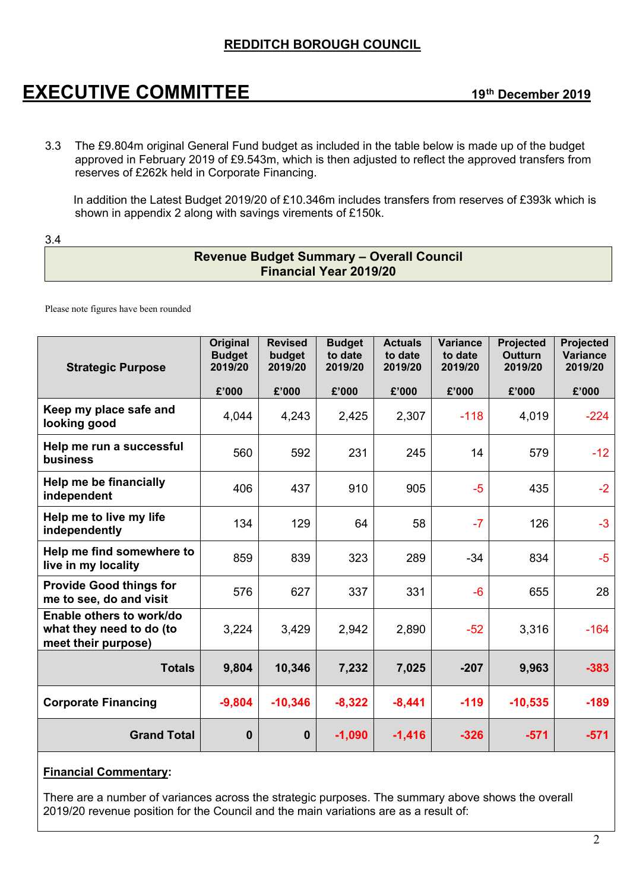**REDDITCH BOROUGH COUNCIL**

# EXECUTIVE COMMITTEE

**19th December 2019**

3.3 The £9.804m original General Fund budget as included in the table below is made up of the budget approved in February 2019 of £9.543m, which is then adjusted to reflect the approved transfers from reserves of £262k held in Corporate Financing.

In addition the Latest Budget 2019/20 of £10.346m includes transfers from reserves of £393k which is shown in appendix 2 along with savings virements of £150k.

3.4

**Revenue Budget Summary – Overall Council**
**Financial Year 2019/20**

Please note figures have been rounded

| Strategic Purpose | Original Budget 2019/20 £'000 | Revised budget 2019/20 £'000 | Budget to date 2019/20 £'000 | Actuals to date 2019/20 £'000 | Variance to date 2019/20 £'000 | Projected Outturn 2019/20 £'000 | Projected Variance 2019/20 £'000 |
|---|---|---|---|---|---|---|---|
| **Keep my place safe and looking good** | 4,044 | 4,243 | 2,425 | 2,307 | -118 | 4,019 | -224 |
| **Help me run a successful business** | 560 | 592 | 231 | 245 | 14 | 579 | -12 |
| **Help me be financially independent** | 406 | 437 | 910 | 905 | -5 | 435 | -2 |
| **Help me to live my life independently** | 134 | 129 | 64 | 58 | -7 | 126 | -3 |
| **Help me find somewhere to live in my locality** | 859 | 839 | 323 | 289 | -34 | 834 | -5 |
| **Provide Good things for me to see, do and visit** | 576 | 627 | 337 | 331 | -6 | 655 | 28 |
| **Enable others to work/do what they need to do (to meet their purpose)** | 3,224 | 3,429 | 2,942 | 2,890 | -52 | 3,316 | -164 |
| **Totals** | **9,804** | **10,346** | **7,232** | **7,025** | **-207** | **9,963** | **-383** |
| **Corporate Financing** | **-9,804** | **-10,346** | **-8,322** | **-8,441** | **-119** | **-10,535** | **-189** |
| **Grand Total** | **0** | **0** | **-1,090** | **-1,416** | **-326** | **-571** | **-571** |

**Financial Commentary:**

There are a number of variances across the strategic purposes. The summary above shows the overall 2019/20 revenue position for the Council and the main variations are as a result of: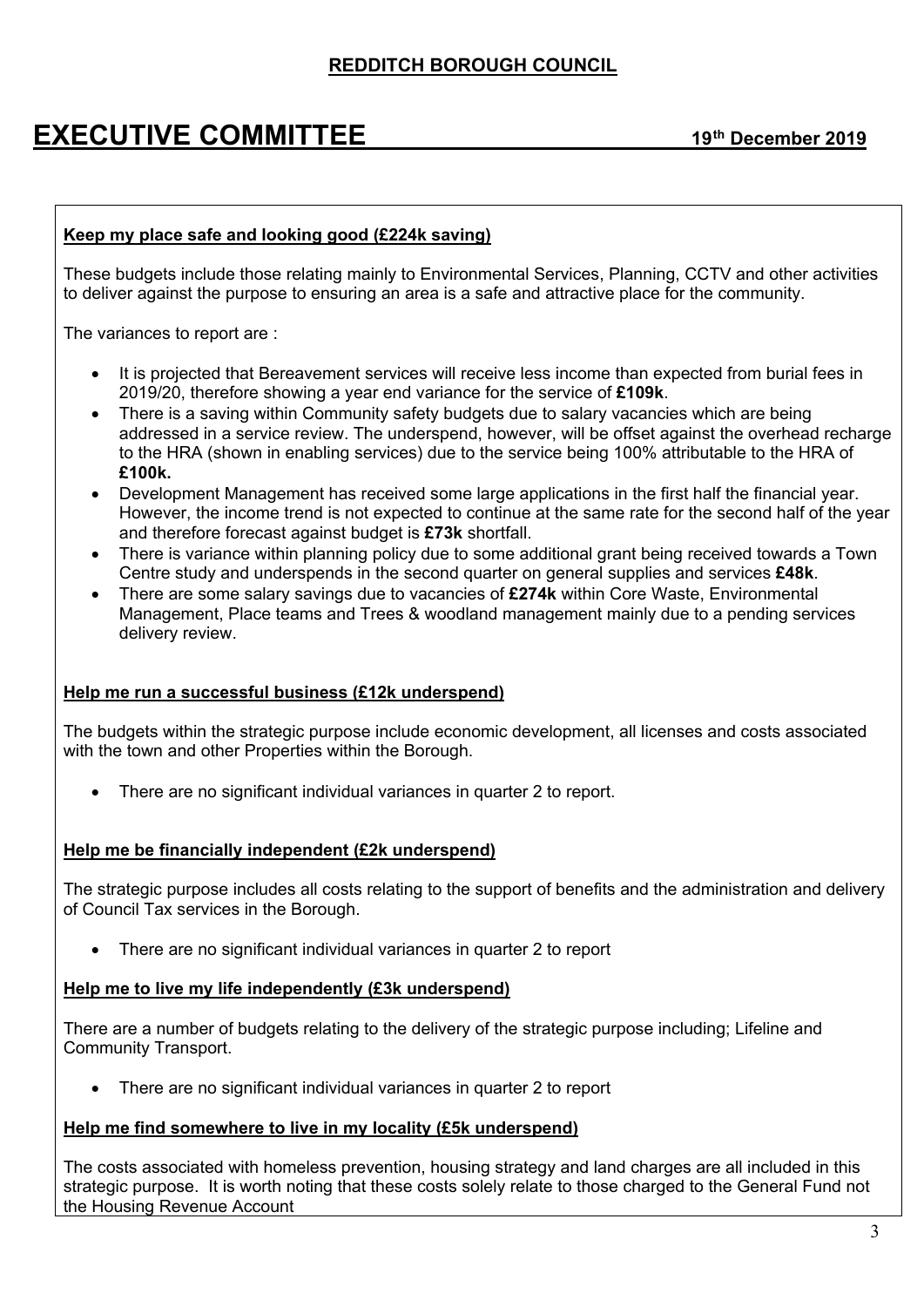**Keep my place safe and looking good (£224k saving)**

These budgets include those relating mainly to Environmental Services, Planning, CCTV and other activities to deliver against the purpose to ensuring an area is a safe and attractive place for the community.

The variances to report are :

- It is projected that Bereavement services will receive less income than expected from burial fees in 2019/20, therefore showing a year end variance for the service of **£109k**.
- There is a saving within Community safety budgets due to salary vacancies which are being addressed in a service review. The underspend, however, will be offset against the overhead recharge to the HRA (shown in enabling services) due to the service being 100% attributable to the HRA of **£100k.**
- Development Management has received some large applications in the first half the financial year. However, the income trend is not expected to continue at the same rate for the second half of the year and therefore forecast against budget is **£73k** shortfall.
- There is variance within planning policy due to some additional grant being received towards a Town Centre study and underspends in the second quarter on general supplies and services **£48k**.
- There are some salary savings due to vacancies of **£274k** within Core Waste, Environmental Management, Place teams and Trees & woodland management mainly due to a pending services delivery review.

**Help me run a successful business (£12k underspend)**

The budgets within the strategic purpose include economic development, all licenses and costs associated with the town and other Properties within the Borough.

- There are no significant individual variances in quarter 2 to report.

**Help me be financially independent (£2k underspend)**

The strategic purpose includes all costs relating to the support of benefits and the administration and delivery of Council Tax services in the Borough.

- There are no significant individual variances in quarter 2 to report

**Help me to live my life independently (£3k underspend)**

There are a number of budgets relating to the delivery of the strategic purpose including; Lifeline and Community Transport.

- There are no significant individual variances in quarter 2 to report

**Help me find somewhere to live in my locality (£5k underspend)**

The costs associated with homeless prevention, housing strategy and land charges are all included in this strategic purpose. It is worth noting that these costs solely relate to those charged to the General Fund not the Housing Revenue Account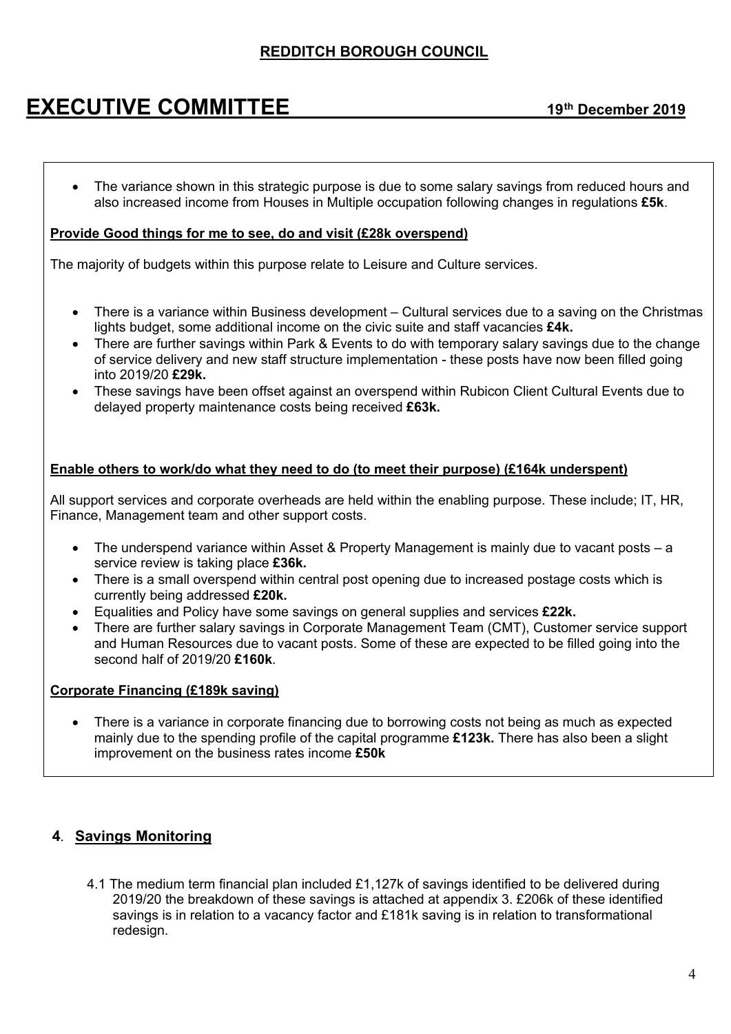- The variance shown in this strategic purpose is due to some salary savings from reduced hours and also increased income from Houses in Multiple occupation following changes in regulations **£5k**.

**Provide Good things for me to see, do and visit (£28k overspend)**

The majority of budgets within this purpose relate to Leisure and Culture services.

- There is a variance within Business development – Cultural services due to a saving on the Christmas lights budget, some additional income on the civic suite and staff vacancies **£4k.**
- There are further savings within Park & Events to do with temporary salary savings due to the change of service delivery and new staff structure implementation - these posts have now been filled going into 2019/20 **£29k.**
- These savings have been offset against an overspend within Rubicon Client Cultural Events due to delayed property maintenance costs being received **£63k.**

**Enable others to work/do what they need to do (to meet their purpose) (£164k underspent)**

All support services and corporate overheads are held within the enabling purpose. These include; IT, HR, Finance, Management team and other support costs.

- The underspend variance within Asset & Property Management is mainly due to vacant posts – a service review is taking place **£36k.**
- There is a small overspend within central post opening due to increased postage costs which is currently being addressed **£20k.**
- Equalities and Policy have some savings on general supplies and services **£22k.**
- There are further salary savings in Corporate Management Team (CMT), Customer service support and Human Resources due to vacant posts. Some of these are expected to be filled going into the second half of 2019/20 **£160k**.

**Corporate Financing (£189k saving)**

- There is a variance in corporate financing due to borrowing costs not being as much as expected mainly due to the spending profile of the capital programme **£123k.** There has also been a slight improvement on the business rates income **£50k**

## 4. Savings Monitoring

4.1 The medium term financial plan included £1,127k of savings identified to be delivered during 2019/20 the breakdown of these savings is attached at appendix 3. £206k of these identified savings is in relation to a vacancy factor and £181k saving is in relation to transformational redesign.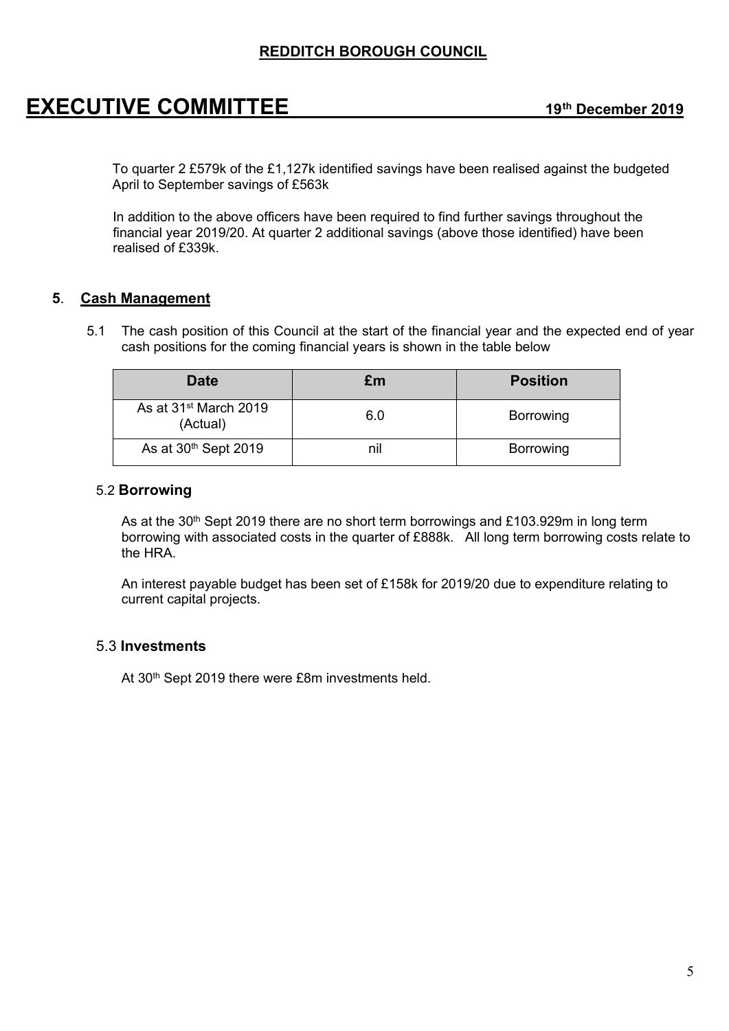To quarter 2 £579k of the £1,127k identified savings have been realised against the budgeted April to September savings of £563k

In addition to the above officers have been required to find further savings throughout the financial year 2019/20. At quarter 2 additional savings (above those identified) have been realised of £339k.

## 5. Cash Management

5.1 The cash position of this Council at the start of the financial year and the expected end of year cash positions for the coming financial years is shown in the table below

| Date | £m | Position |
|---|---|---|
| As at 31st March 2019 (Actual) | 6.0 | Borrowing |
| As at 30th Sept 2019 | nil | Borrowing |

### 5.2 Borrowing

As at the 30th Sept 2019 there are no short term borrowings and £103.929m in long term borrowing with associated costs in the quarter of £888k. All long term borrowing costs relate to the HRA.

An interest payable budget has been set of £158k for 2019/20 due to expenditure relating to current capital projects.

### 5.3 Investments

At 30th Sept 2019 there were £8m investments held.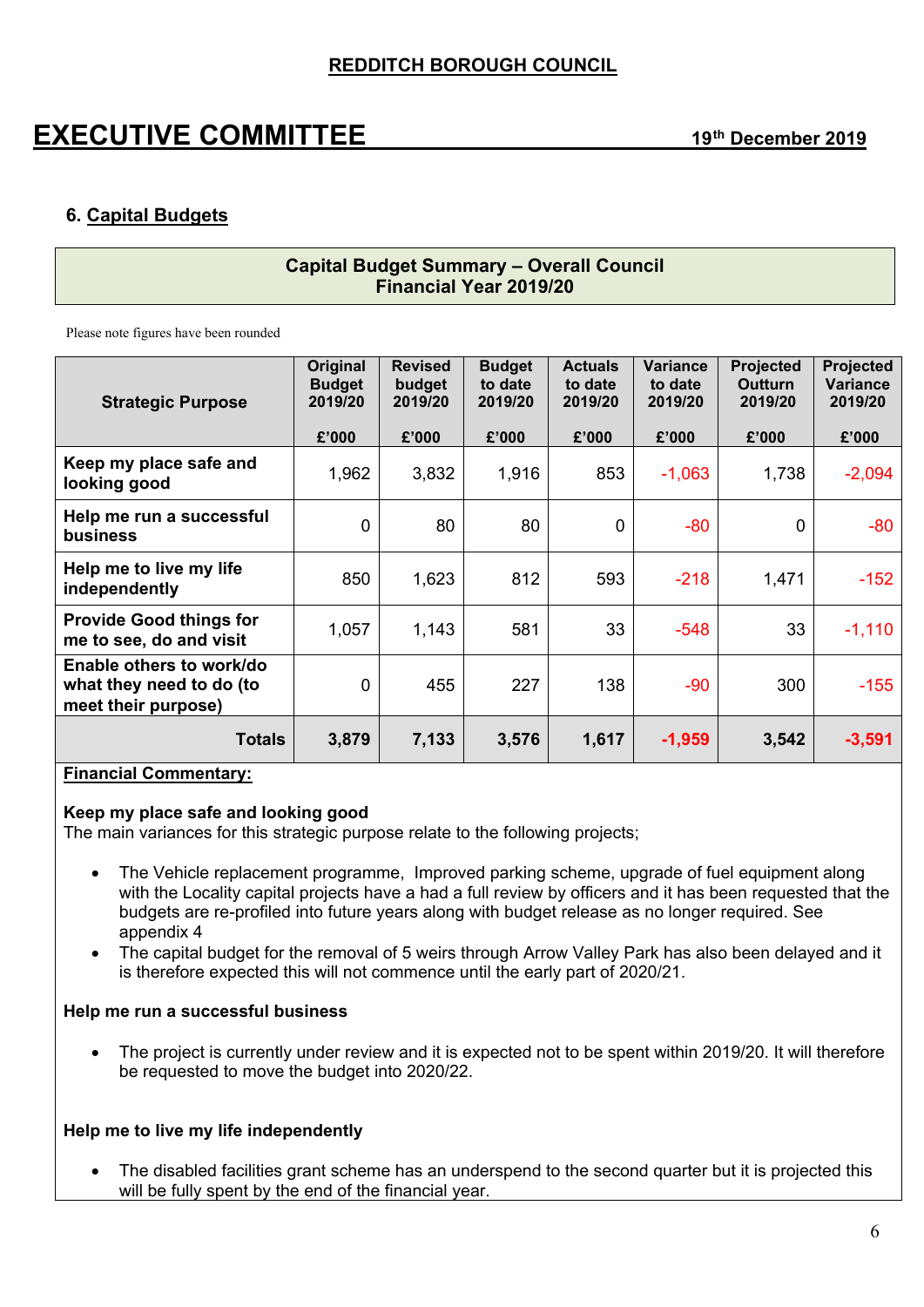**REDDITCH BOROUGH COUNCIL**

# EXECUTIVE COMMITTEE

**19th December 2019**

## 6. Capital Budgets

**Capital Budget Summary – Overall Council**
**Financial Year 2019/20**

Please note figures have been rounded

| Strategic Purpose | Original Budget 2019/20 £'000 | Revised budget 2019/20 £'000 | Budget to date 2019/20 £'000 | Actuals to date 2019/20 £'000 | Variance to date 2019/20 £'000 | Projected Outturn 2019/20 £'000 | Projected Variance 2019/20 £'000 |
|---|---|---|---|---|---|---|---|
| Keep my place safe and looking good | 1,962 | 3,832 | 1,916 | 853 | -1,063 | 1,738 | -2,094 |
| Help me run a successful business | 0 | 80 | 80 | 0 | -80 | 0 | -80 |
| Help me to live my life independently | 850 | 1,623 | 812 | 593 | -218 | 1,471 | -152 |
| Provide Good things for me to see, do and visit | 1,057 | 1,143 | 581 | 33 | -548 | 33 | -1,110 |
| Enable others to work/do what they need to do (to meet their purpose) | 0 | 455 | 227 | 138 | -90 | 300 | -155 |
| **Totals** | **3,879** | **7,133** | **3,576** | **1,617** | **-1,959** | **3,542** | **-3,591** |

**Financial Commentary:**

**Keep my place safe and looking good**
The main variances for this strategic purpose relate to the following projects;

- The Vehicle replacement programme, Improved parking scheme, upgrade of fuel equipment along with the Locality capital projects have a had a full review by officers and it has been requested that the budgets are re-profiled into future years along with budget release as no longer required. See appendix 4
- The capital budget for the removal of 5 weirs through Arrow Valley Park has also been delayed and it is therefore expected this will not commence until the early part of 2020/21.

**Help me run a successful business**

- The project is currently under review and it is expected not to be spent within 2019/20. It will therefore be requested to move the budget into 2020/22.

**Help me to live my life independently**

- The disabled facilities grant scheme has an underspend to the second quarter but it is projected this will be fully spent by the end of the financial year.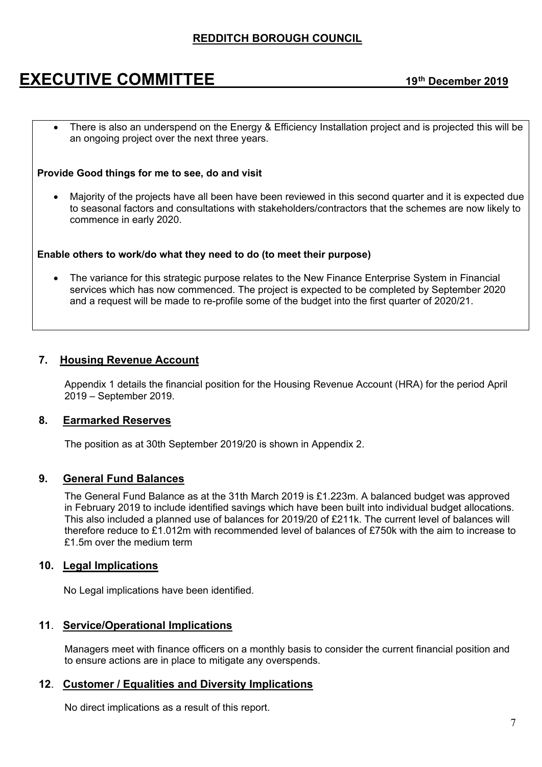- There is also an underspend on the Energy & Efficiency Installation project and is projected this will be an ongoing project over the next three years.

**Provide Good things for me to see, do and visit**

- Majority of the projects have all been have been reviewed in this second quarter and it is expected due to seasonal factors and consultations with stakeholders/contractors that the schemes are now likely to commence in early 2020.

**Enable others to work/do what they need to do (to meet their purpose)**

- The variance for this strategic purpose relates to the New Finance Enterprise System in Financial services which has now commenced. The project is expected to be completed by September 2020 and a request will be made to re-profile some of the budget into the first quarter of 2020/21.

## 7. Housing Revenue Account

Appendix 1 details the financial position for the Housing Revenue Account (HRA) for the period April 2019 – September 2019.

## 8. Earmarked Reserves

The position as at 30th September 2019/20 is shown in Appendix 2.

## 9. General Fund Balances

The General Fund Balance as at the 31th March 2019 is £1.223m. A balanced budget was approved in February 2019 to include identified savings which have been built into individual budget allocations. This also included a planned use of balances for 2019/20 of £211k. The current level of balances will therefore reduce to £1.012m with recommended level of balances of £750k with the aim to increase to £1.5m over the medium term

## 10. Legal Implications

No Legal implications have been identified.

## 11. Service/Operational Implications

Managers meet with finance officers on a monthly basis to consider the current financial position and to ensure actions are in place to mitigate any overspends.

## 12. Customer / Equalities and Diversity Implications

No direct implications as a result of this report.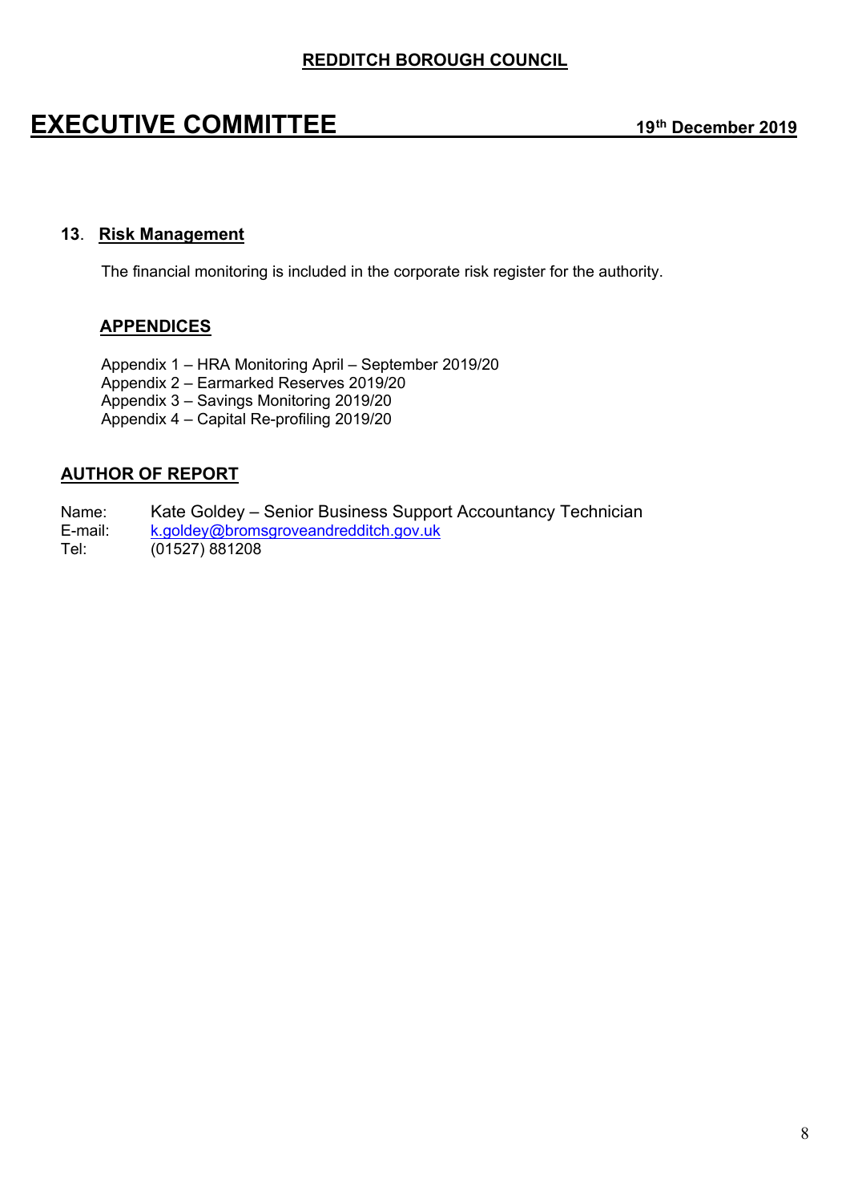**REDDITCH BOROUGH COUNCIL**

# EXECUTIVE COMMITTEE 19th December 2019

## 13. Risk Management

The financial monitoring is included in the corporate risk register for the authority.

## APPENDICES

Appendix 1 – HRA Monitoring April – September 2019/20
Appendix 2 – Earmarked Reserves 2019/20
Appendix 3 – Savings Monitoring 2019/20
Appendix 4 – Capital Re-profiling 2019/20

## AUTHOR OF REPORT

Name: Kate Goldey – Senior Business Support Accountancy Technician
E-mail: k.goldey@bromsgroveandredditch.gov.uk
Tel: (01527) 881208